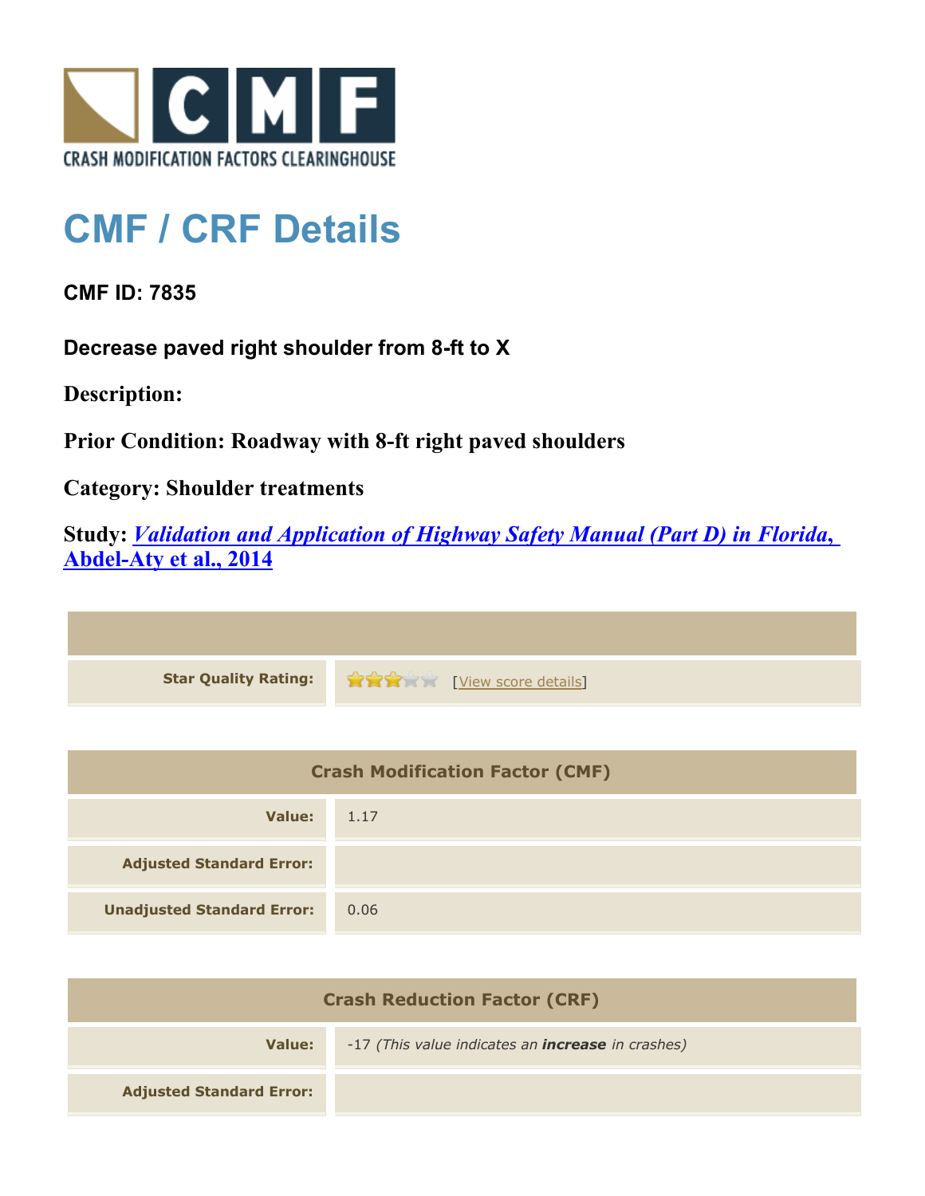CRASH MODIFICATION FACTORS CLEARINGHOUSE

# CMF / CRF Details

**CMF ID: 7835**

**Decrease paved right shoulder from 8-ft to X**

**Description:**

**Prior Condition: Roadway with 8-ft right paved shoulders**

**Category: Shoulder treatments**

**Study: *Validation and Application of Highway Safety Manual (Part D) in Florida, Abdel-Aty et al., 2014***

| | |
|---|---|
| **Star Quality Rating:** | 3 of 5 stars [View score details] |

| Crash Modification Factor (CMF) | |
|---|---|
| **Value:** | 1.17 |
| **Adjusted Standard Error:** | |
| **Unadjusted Standard Error:** | 0.06 |

| Crash Reduction Factor (CRF) | |
|---|---|
| **Value:** | -17 *(This value indicates an **increase** in crashes)* |
| **Adjusted Standard Error:** | |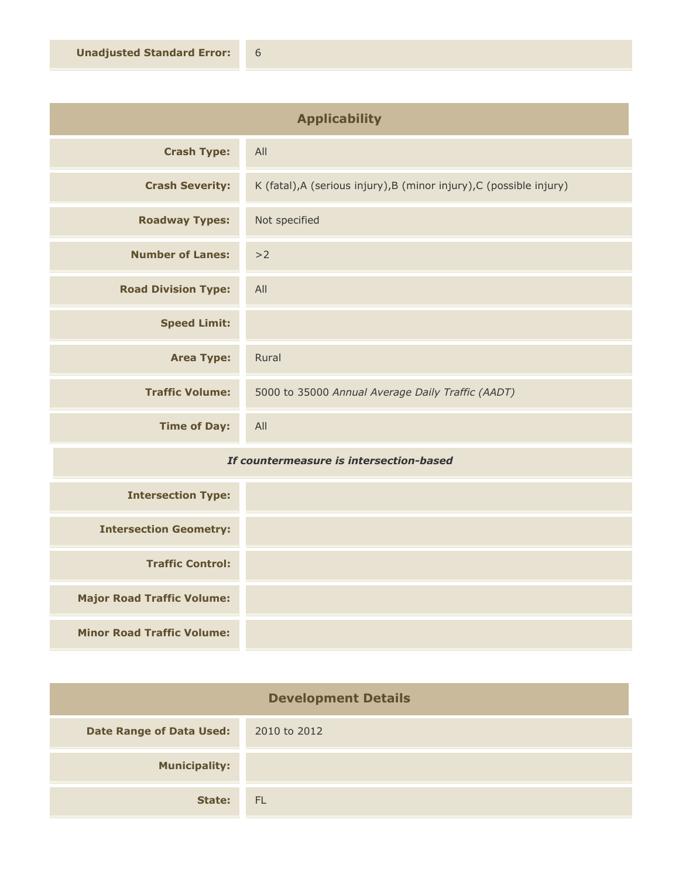| | |
|---|---|
| **Unadjusted Standard Error:** | 6 |

## Applicability

| | |
|---|---|
| **Crash Type:** | All |
| **Crash Severity:** | K (fatal),A (serious injury),B (minor injury),C (possible injury) |
| **Roadway Types:** | Not specified |
| **Number of Lanes:** | >2 |
| **Road Division Type:** | All |
| **Speed Limit:** | |
| **Area Type:** | Rural |
| **Traffic Volume:** | 5000 to 35000 *Annual Average Daily Traffic (AADT)* |
| **Time of Day:** | All |

***If countermeasure is intersection-based***

| | |
|---|---|
| **Intersection Type:** | |
| **Intersection Geometry:** | |
| **Traffic Control:** | |
| **Major Road Traffic Volume:** | |
| **Minor Road Traffic Volume:** | |

## Development Details

| | |
|---|---|
| **Date Range of Data Used:** | 2010 to 2012 |
| **Municipality:** | |
| **State:** | FL |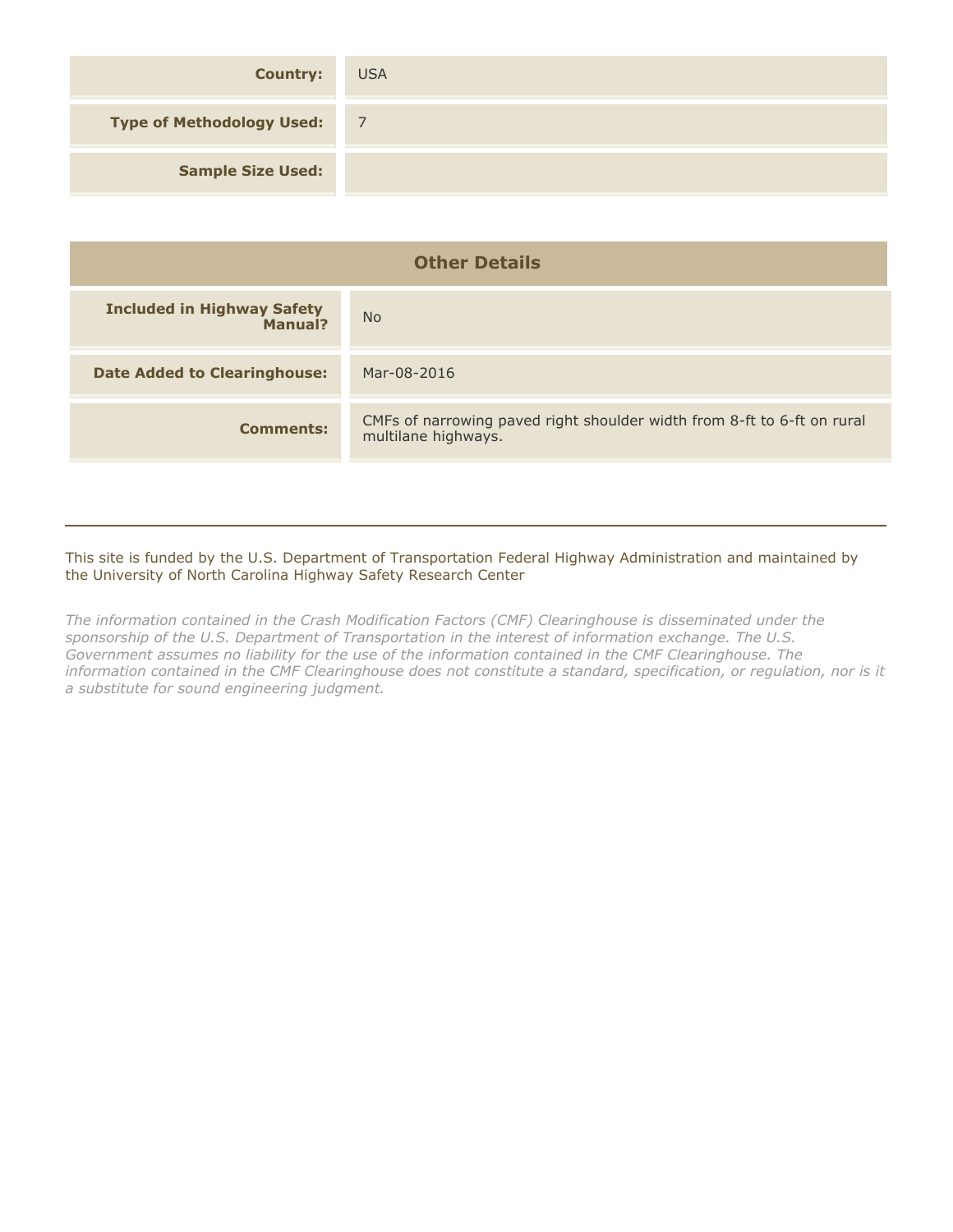| | |
|---|---|
| **Country:** | USA |
| **Type of Methodology Used:** | 7 |
| **Sample Size Used:** | |

## Other Details

| | |
|---|---|
| **Included in Highway Safety Manual?** | No |
| **Date Added to Clearinghouse:** | Mar-08-2016 |
| **Comments:** | CMFs of narrowing paved right shoulder width from 8-ft to 6-ft on rural multilane highways. |

---

This site is funded by the U.S. Department of Transportation Federal Highway Administration and maintained by the University of North Carolina Highway Safety Research Center

*The information contained in the Crash Modification Factors (CMF) Clearinghouse is disseminated under the sponsorship of the U.S. Department of Transportation in the interest of information exchange. The U.S. Government assumes no liability for the use of the information contained in the CMF Clearinghouse. The information contained in the CMF Clearinghouse does not constitute a standard, specification, or regulation, nor is it a substitute for sound engineering judgment.*